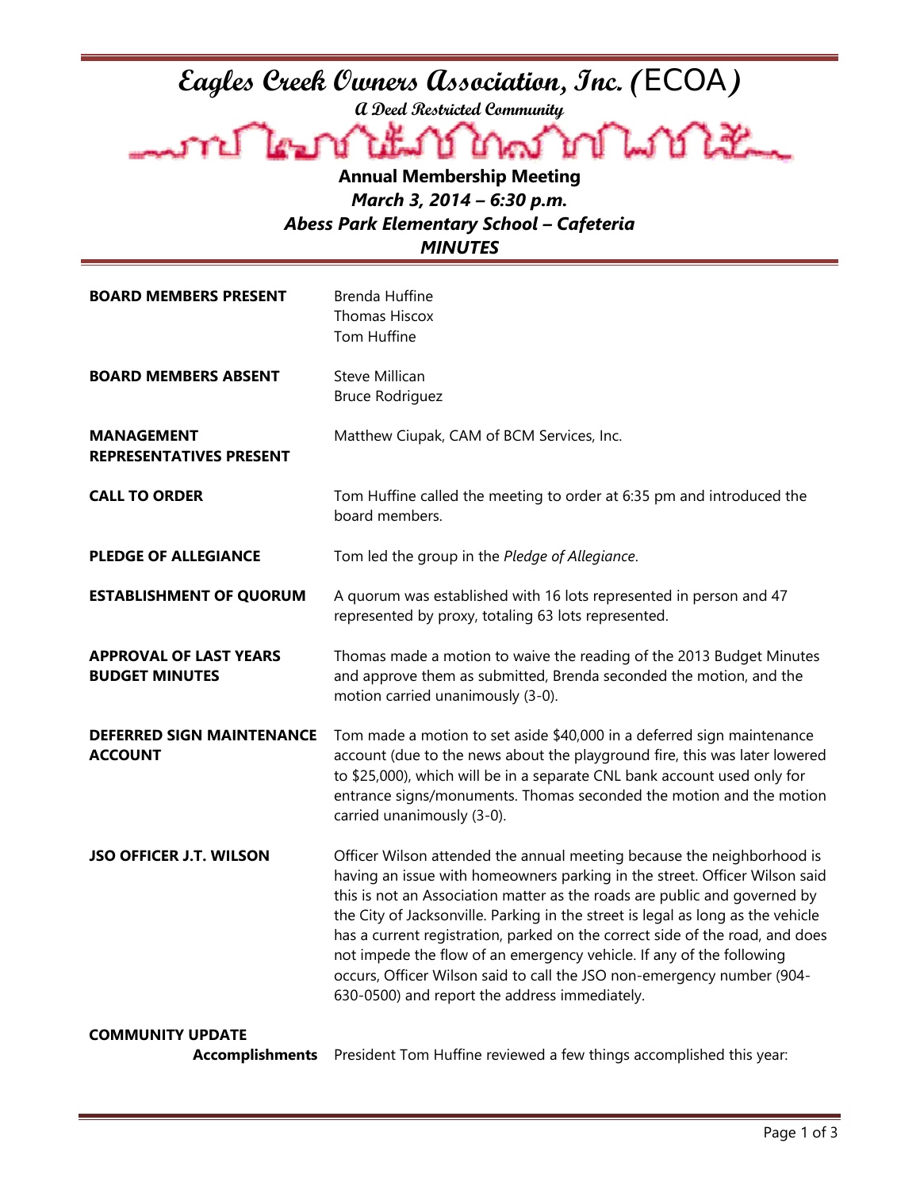# Eagles Creek Owners Association, Inc. (ECOA)

**A Deed Restricted Community**

## Annual Membership Meeting

***March 3, 2014 – 6:30 p.m.***

***Abess Park Elementary School – Cafeteria***

***MINUTES***

**BOARD MEMBERS PRESENT**
Brenda Huffine
Thomas Hiscox
Tom Huffine

**BOARD MEMBERS ABSENT**
Steve Millican
Bruce Rodriguez

**MANAGEMENT REPRESENTATIVES PRESENT**
Matthew Ciupak, CAM of BCM Services, Inc.

**CALL TO ORDER**
Tom Huffine called the meeting to order at 6:35 pm and introduced the board members.

**PLEDGE OF ALLEGIANCE**
Tom led the group in the *Pledge of Allegiance*.

**ESTABLISHMENT OF QUORUM**
A quorum was established with 16 lots represented in person and 47 represented by proxy, totaling 63 lots represented.

**APPROVAL OF LAST YEARS BUDGET MINUTES**
Thomas made a motion to waive the reading of the 2013 Budget Minutes and approve them as submitted, Brenda seconded the motion, and the motion carried unanimously (3-0).

**DEFERRED SIGN MAINTENANCE ACCOUNT**
Tom made a motion to set aside $40,000 in a deferred sign maintenance account (due to the news about the playground fire, this was later lowered to $25,000), which will be in a separate CNL bank account used only for entrance signs/monuments. Thomas seconded the motion and the motion carried unanimously (3-0).

**JSO OFFICER J.T. WILSON**
Officer Wilson attended the annual meeting because the neighborhood is having an issue with homeowners parking in the street. Officer Wilson said this is not an Association matter as the roads are public and governed by the City of Jacksonville. Parking in the street is legal as long as the vehicle has a current registration, parked on the correct side of the road, and does not impede the flow of an emergency vehicle. If any of the following occurs, Officer Wilson said to call the JSO non-emergency number (904-630-0500) and report the address immediately.

**COMMUNITY UPDATE**

**Accomplishments**
President Tom Huffine reviewed a few things accomplished this year: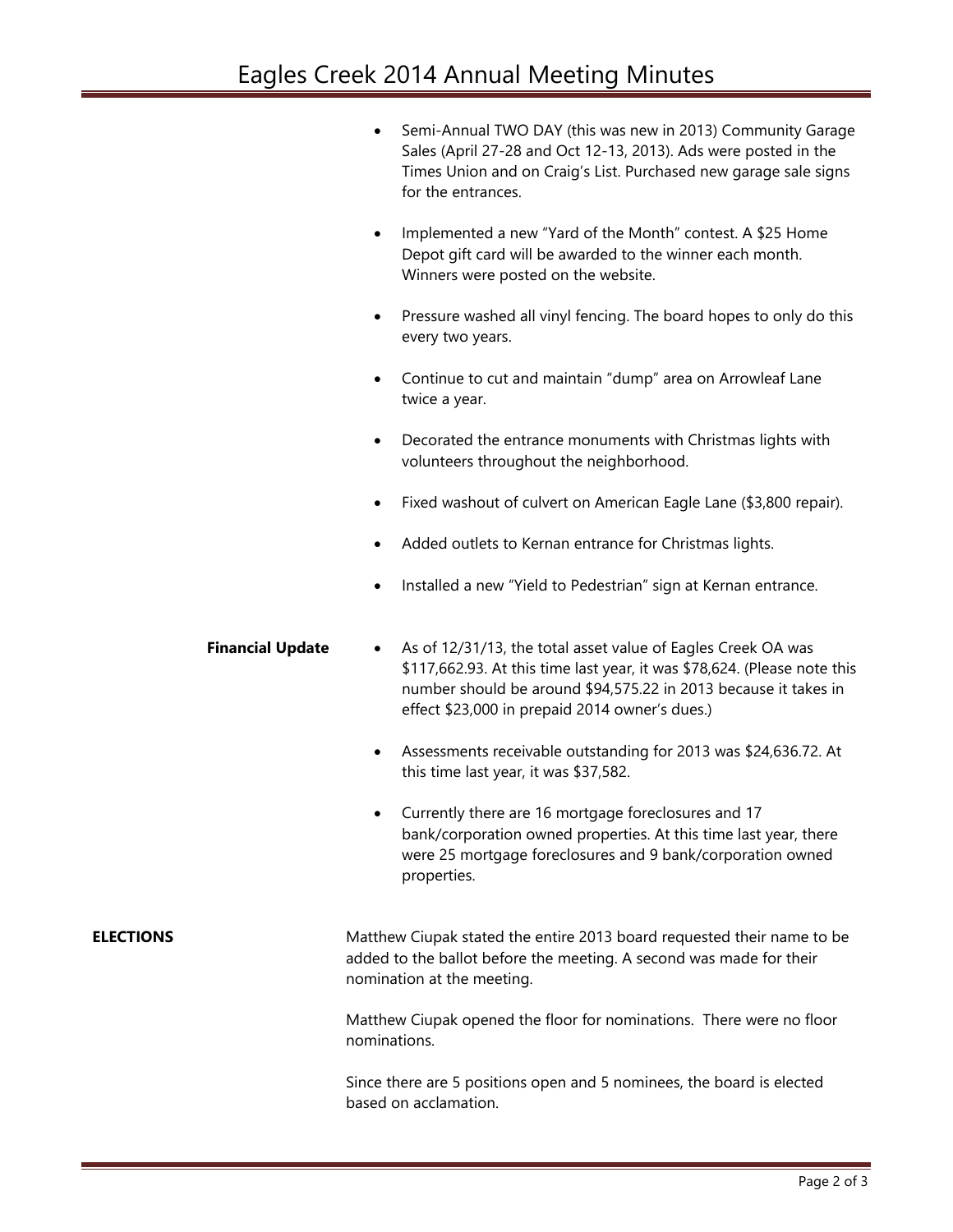- Semi-Annual TWO DAY (this was new in 2013) Community Garage Sales (April 27-28 and Oct 12-13, 2013). Ads were posted in the Times Union and on Craig's List. Purchased new garage sale signs for the entrances.

- Implemented a new "Yard of the Month" contest. A $25 Home Depot gift card will be awarded to the winner each month. Winners were posted on the website.

- Pressure washed all vinyl fencing. The board hopes to only do this every two years.

- Continue to cut and maintain "dump" area on Arrowleaf Lane twice a year.

- Decorated the entrance monuments with Christmas lights with volunteers throughout the neighborhood.

- Fixed washout of culvert on American Eagle Lane ($3,800 repair).

- Added outlets to Kernan entrance for Christmas lights.

- Installed a new "Yield to Pedestrian" sign at Kernan entrance.

**Financial Update**

- As of 12/31/13, the total asset value of Eagles Creek OA was $117,662.93. At this time last year, it was $78,624. (Please note this number should be around $94,575.22 in 2013 because it takes in effect $23,000 in prepaid 2014 owner's dues.)

- Assessments receivable outstanding for 2013 was $24,636.72. At this time last year, it was $37,582.

- Currently there are 16 mortgage foreclosures and 17 bank/corporation owned properties. At this time last year, there were 25 mortgage foreclosures and 9 bank/corporation owned properties.

**ELECTIONS**

Matthew Ciupak stated the entire 2013 board requested their name to be added to the ballot before the meeting. A second was made for their nomination at the meeting.

Matthew Ciupak opened the floor for nominations. There were no floor nominations.

Since there are 5 positions open and 5 nominees, the board is elected based on acclamation.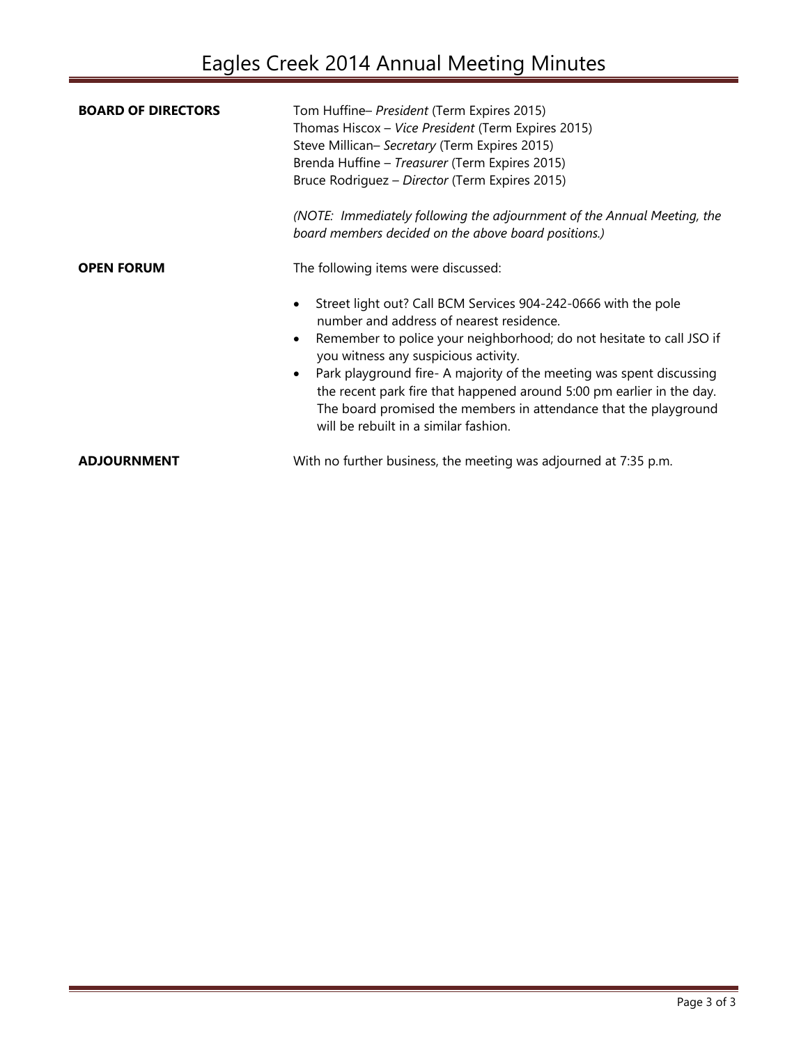**BOARD OF DIRECTORS**

Tom Huffine– *President* (Term Expires 2015)
Thomas Hiscox – *Vice President* (Term Expires 2015)
Steve Millican– *Secretary* (Term Expires 2015)
Brenda Huffine – *Treasurer* (Term Expires 2015)
Bruce Rodriguez – *Director* (Term Expires 2015)

*(NOTE: Immediately following the adjournment of the Annual Meeting, the board members decided on the above board positions.)*

**OPEN FORUM**

The following items were discussed:

- Street light out? Call BCM Services 904-242-0666 with the pole number and address of nearest residence.
- Remember to police your neighborhood; do not hesitate to call JSO if you witness any suspicious activity.
- Park playground fire- A majority of the meeting was spent discussing the recent park fire that happened around 5:00 pm earlier in the day. The board promised the members in attendance that the playground will be rebuilt in a similar fashion.

**ADJOURNMENT**

With no further business, the meeting was adjourned at 7:35 p.m.